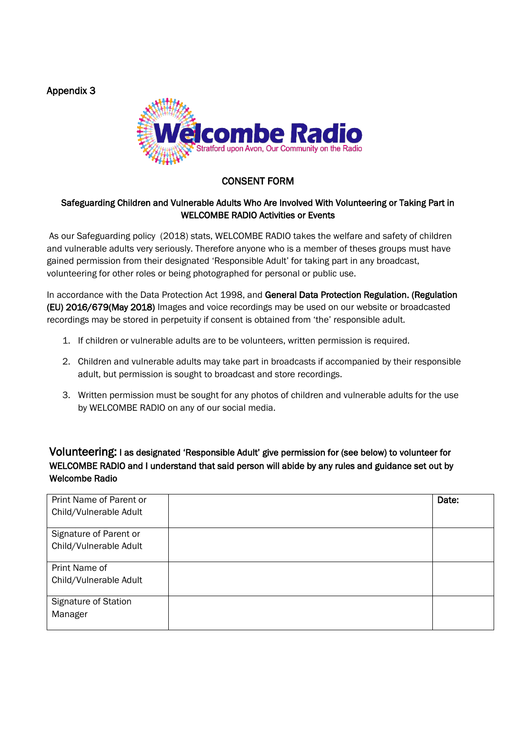Appendix 3

Welcombe Radio

Stratford upon Avon, Our Community on the Radio

# CONSENT FORM

## Safeguarding Children and Vulnerable Adults Who Are Involved With Volunteering or Taking Part in WELCOMBE RADIO Activities or Events

As our Safeguarding policy (2018) stats, WELCOMBE RADIO takes the welfare and safety of children and vulnerable adults very seriously. Therefore anyone who is a member of theses groups must have gained permission from their designated 'Responsible Adult' for taking part in any broadcast, volunteering for other roles or being photographed for personal or public use.

In accordance with the Data Protection Act 1998, and **General Data Protection Regulation. (Regulation (EU) 2016/679(May 2018)** Images and voice recordings may be used on our website or broadcasted recordings may be stored in perpetuity if consent is obtained from 'the' responsible adult.

1. If children or vulnerable adults are to be volunteers, written permission is required.
2. Children and vulnerable adults may take part in broadcasts if accompanied by their responsible adult, but permission is sought to broadcast and store recordings.
3. Written permission must be sought for any photos of children and vulnerable adults for the use by WELCOMBE RADIO on any of our social media.

**Volunteering:** **I as designated 'Responsible Adult' give permission for (see below) to volunteer for WELCOMBE RADIO and I understand that said person will abide by any rules and guidance set out by Welcombe Radio**

| Print Name of Parent or Child/Vulnerable Adult | | **Date:** |
|---|---|---|
| Signature of Parent or Child/Vulnerable Adult | | |
| Print Name of Child/Vulnerable Adult | | |
| Signature of Station Manager | | |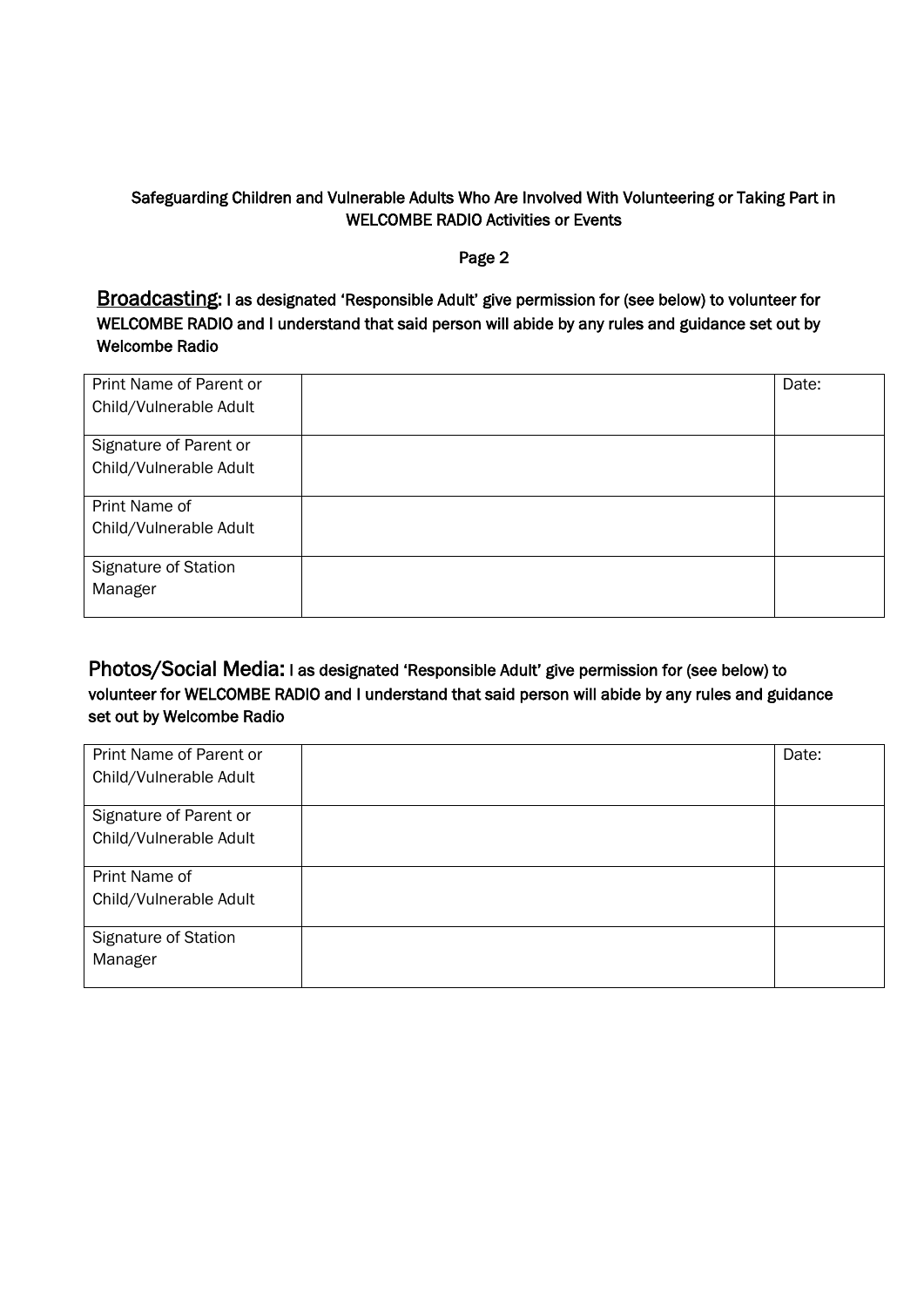Safeguarding Children and Vulnerable Adults Who Are Involved With Volunteering or Taking Part in WELCOMBE RADIO Activities or Events

Page 2

**Broadcasting:** I as designated 'Responsible Adult' give permission for (see below) to volunteer for WELCOMBE RADIO and I understand that said person will abide by any rules and guidance set out by Welcombe Radio

| | | |
|---|---|---|
| Print Name of Parent or Child/Vulnerable Adult | | Date: |
| Signature of Parent or Child/Vulnerable Adult | | |
| Print Name of Child/Vulnerable Adult | | |
| Signature of Station Manager | | |

**Photos/Social Media:** I as designated 'Responsible Adult' give permission for (see below) to volunteer for WELCOMBE RADIO and I understand that said person will abide by any rules and guidance set out by Welcombe Radio

| | | |
|---|---|---|
| Print Name of Parent or Child/Vulnerable Adult | | Date: |
| Signature of Parent or Child/Vulnerable Adult | | |
| Print Name of Child/Vulnerable Adult | | |
| Signature of Station Manager | | |